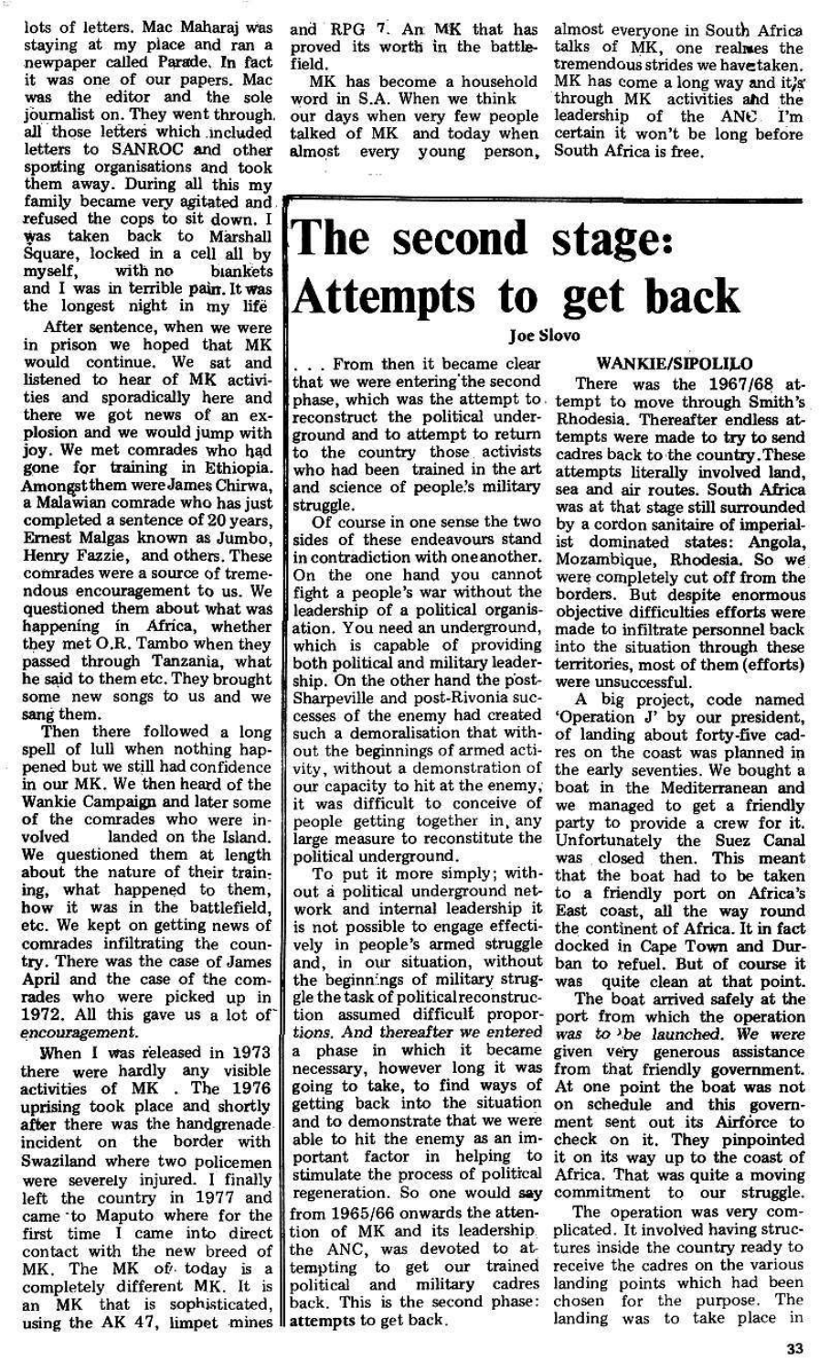lots of letters. Mac Maharaj was staying at my place and ran a newpaper called Parade. In fact it was one of our papers. Mac was the editor and the sole journalist on. They went through all those letters which included letters to SANROC and other sporting organisations and took them away. During all this my family became very agitated and refused the cops to sit down. I was taken back to Marshall Square, locked in a cell all by myself, with no blankets and I was in terrible pain. It was the longest night in my life

After sentence, when we were in prison we hoped that MK would continue. We sat and listened to hear of MK activities and sporadically here and there we got news of an explosion and we would jump with joy. We met comrades who had gone for training in Ethiopia. Amongst them were James Chirwa, a Malawian comrade who has just completed a sentence of 20 years, Ernest Malgas known as Jumbo, Henry Fazzie, and others. These comrades were a source of tremendous encouragement to us. We questioned them about what was happening in Africa, whether they met O.R. Tambo when they passed through Tanzania, what he said to them etc. They brought some new songs to us and we sang them.

Then there followed a long spell of lull when nothing happened but we still had confidence in our MK. We then heard of the Wankie Campaign and later some of the comrades who were involved landed on the Island. We questioned them at length about the nature of their training, what happened to them, how it was in the battlefield, etc. We kept on getting news of comrades infiltrating the country. There was the case of James April and the case of the comrades who were picked up in 1972. All this gave us a lot of encouragement.

When I was released in 1973 there were hardly any visible activities of MK. The 1976 uprising took place and shortly after there was the handgrenade incident on the border with Swaziland where two policemen were severely injured. I finally left the country in 1977 and came to Maputo where for the first time I came into direct contact with the new breed of MK. The MK of today is a completely different MK. It is an MK that is sophisticated, using the AK 47, limpet mines and RPG 7. An MK that has proved its worth in the battlefield.

MK has become a household word in S.A. When we think our days when very few people talked of MK and today when almost every young person, almost everyone in South Africa talks of MK, one realises the tremendous strides we have taken. MK has come a long way and it's through MK activities and the leadership of the ANC I'm certain it won't be long before South Africa is free.

# The second stage: Attempts to get back

**Joe Slovo**

. . . From then it became clear that we were entering the second phase, which was the attempt to reconstruct the political underground and to attempt to return to the country those activists who had been trained in the art and science of people's military struggle.

Of course in one sense the two sides of these endeavours stand in contradiction with one another. On the one hand you cannot fight a people's war without the leadership of a political organisation. You need an underground, which is capable of providing both political and military leadership. On the other hand the post-Sharpeville and post-Rivonia successes of the enemy had created such a demoralisation that without the beginnings of armed activity, without a demonstration of our capacity to hit at the enemy, it was difficult to conceive of people getting together in any large measure to reconstitute the political underground.

To put it more simply; without a political underground network and internal leadership it is not possible to engage effectively in people's armed struggle and, in our situation, without the beginnings of military struggle the task of political reconstruction assumed difficult proportions. And thereafter we entered a phase in which it became necessary, however long it was going to take, to find ways of getting back into the situation and to demonstrate that we were able to hit the enemy as an important factor in helping to stimulate the process of political regeneration. So one would say from 1965/66 onwards the attention of MK and its leadership the ANC, was devoted to attempting to get our trained political and military cadres back. This is the second phase: attempts to get back.

### WANKIE/SIPOLILO

There was the 1967/68 attempt to move through Smith's Rhodesia. Thereafter endless attempts were made to try to send cadres back to the country. These attempts literally involved land, sea and air routes. South Africa was at that stage still surrounded by a cordon sanitaire of imperialist dominated states: Angola, Mozambique, Rhodesia. So we were completely cut off from the borders. But despite enormous objective difficulties efforts were made to infiltrate personnel back into the situation through these territories, most of them (efforts) were unsuccessful.

A big project, code named 'Operation J' by our president, of landing about forty-five cadres on the coast was planned in the early seventies. We bought a boat in the Mediterranean and we managed to get a friendly party to provide a crew for it. Unfortunately the Suez Canal was closed then. This meant that the boat had to be taken to a friendly port on Africa's East coast, all the way round the continent of Africa. It in fact docked in Cape Town and Durban to refuel. But of course it was quite clean at that point.

The boat arrived safely at the port from which the operation was to be launched. We were given very generous assistance from that friendly government. At one point the boat was not on schedule and this government sent out its Airforce to check on it. They pinpointed it on its way up to the coast of Africa. That was quite a moving commitment to our struggle.

The operation was very complicated. It involved having structures inside the country ready to receive the cadres on the various landing points which had been chosen for the purpose. The landing was to take place in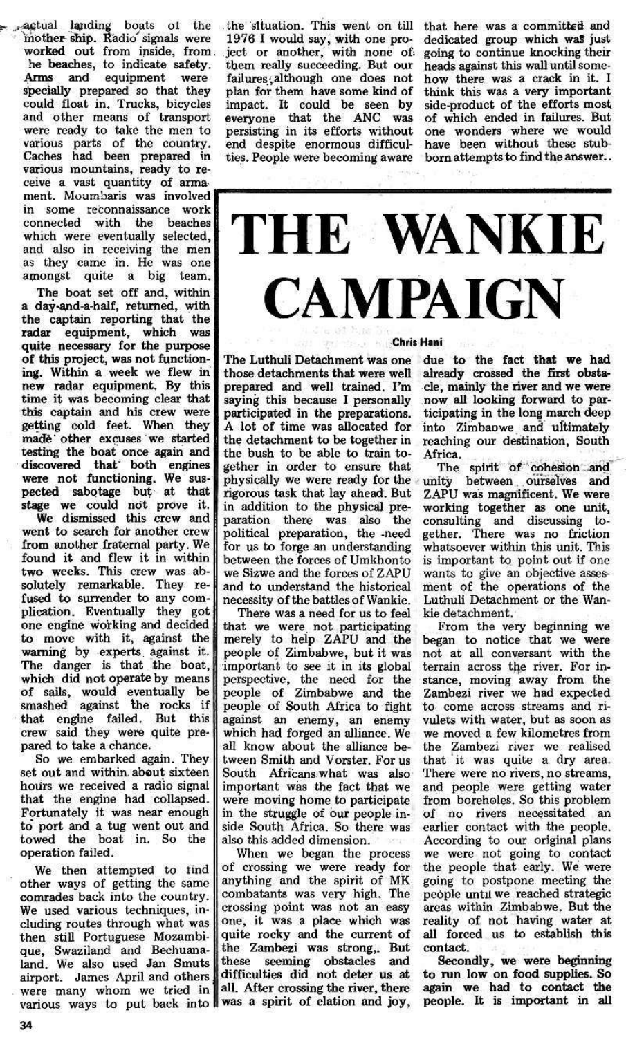actual landing boats of the mother ship. Radio signals were worked out from inside, from he beaches, to indicate safety. Arms and equipment were specially prepared so that they could float in. Trucks, bicycles and other means of transport were ready to take the men to various parts of the country. Caches had been prepared in various mountains, ready to receive a vast quantity of armament. Moumbaris was involved in some reconnaissance work connected with the beaches which were eventually selected, and also in receiving the men as they came in. He was one amongst quite a big team.

The boat set off and, within a day-and-a-half, returned, with the captain reporting that the radar equipment, which was quite necessary for the purpose of this project, was not functioning. Within a week we flew in new radar equipment. By this time it was becoming clear that this captain and his crew were getting cold feet. When they made other excuses we started testing the boat once again and discovered that both engines were not functioning. We suspected sabotage but at that stage we could not prove it.

We dismissed this crew and went to search for another crew from another fraternal party. We found it and flew it in within two weeks. This crew was absolutely remarkable. They refused to surrender to any complication. Eventually they got one engine working and decided to move with it, against the warning by experts against it. The danger is that the boat, which did not operate by means of sails, would eventually be smashed against the rocks if that engine failed. But this crew said they were quite prepared to take a chance.

So we embarked again. They set out and within about sixteen hours we received a radio signal that the engine had collapsed. Fortunately it was near enough to port and a tug went out and towed the boat in. So the operation failed.

We then attempted to find other ways of getting the same comrades back into the country. We used various techniques, including routes through what was then still Portuguese Mozambique, Swaziland and Bechuanaland. We also used Jan Smuts airport. James April and others were many whom we tried in various ways to put back into the situation. This went on till 1976 I would say, with one project or another, with none of them really succeeding. But our failures, although one does not plan for them have some kind of impact. It could be seen by everyone that the ANC was persisting in its efforts without end despite enormous difficulties. People were becoming aware that here was a committed and dedicated group which was just going to continue knocking their heads against this wall until somehow there was a crack in it. I think this was a very important side-product of the efforts most of which ended in failures. But one wonders where we would have been without these stubborn attempts to find the answer..

# THE WANKIE CAMPAIGN

**Chris Hani**

The Luthuli Detachment was one those detachments that were well prepared and well trained. I'm saying this because I personally participated in the preparations. A lot of time was allocated for the detachment to be together in the bush to be able to train together in order to ensure that physically we were ready for the rigorous task that lay ahead. But in addition to the physical preparation there was also the political preparation, the need for us to forge an understanding between the forces of Umkhonto we Sizwe and the forces of ZAPU and to understand the historical necessity of the battles of Wankie.

There was a need for us to feel that we were not participating merely to help ZAPU and the people of Zimbabwe, but it was important to see it in its global perspective, the need for the people of Zimbabwe and the people of South Africa to fight against an enemy, an enemy which had forged an alliance. We all know about the alliance between Smith and Vorster. For us South Africans what was also important was the fact that we were moving home to participate in the struggle of our people inside South Africa. So there was also this added dimension.

When we began the process of crossing we were ready for anything and the spirit of MK combatants was very high. The crossing point was not an easy one, it was a place which was quite rocky and the current of the Zambezi was strong,. But these seeming obstacles and difficulties did not deter us at all. After crossing the river, there was a spirit of elation and joy, due to the fact that we had already crossed the first obstacle, mainly the river and we were now all looking forward to participating in the long march deep into Zimbabwe and ultimately reaching our destination, South Africa.

The spirit of cohesion and unity between ourselves and ZAPU was magnificent. We were working together as one unit, consulting and discussing together. There was no friction whatsoever within this unit. This is important to point out if one wants to give an objective assessment of the operations of the Luthuli Detachment or the Wankie detachment.

From the very beginning we began to notice that we were not at all conversant with the terrain across the river. For instance, moving away from the Zambezi river we had expected to come across streams and rivulets with water, but as soon as we moved a few kilometres from the Zambezi river we realised that it was quite a dry area. There were no rivers, no streams, and people were getting water from boreholes. So this problem of no rivers necessitated an earlier contact with the people. According to our original plans we were not going to contact the people that early. We were going to postpone meeting the people until we reached strategic areas within Zimbabwe. But the reality of not having water at all forced us to establish this contact.

Secondly, we were beginning to run low on food supplies. So again we had to contact the people. It is important in all